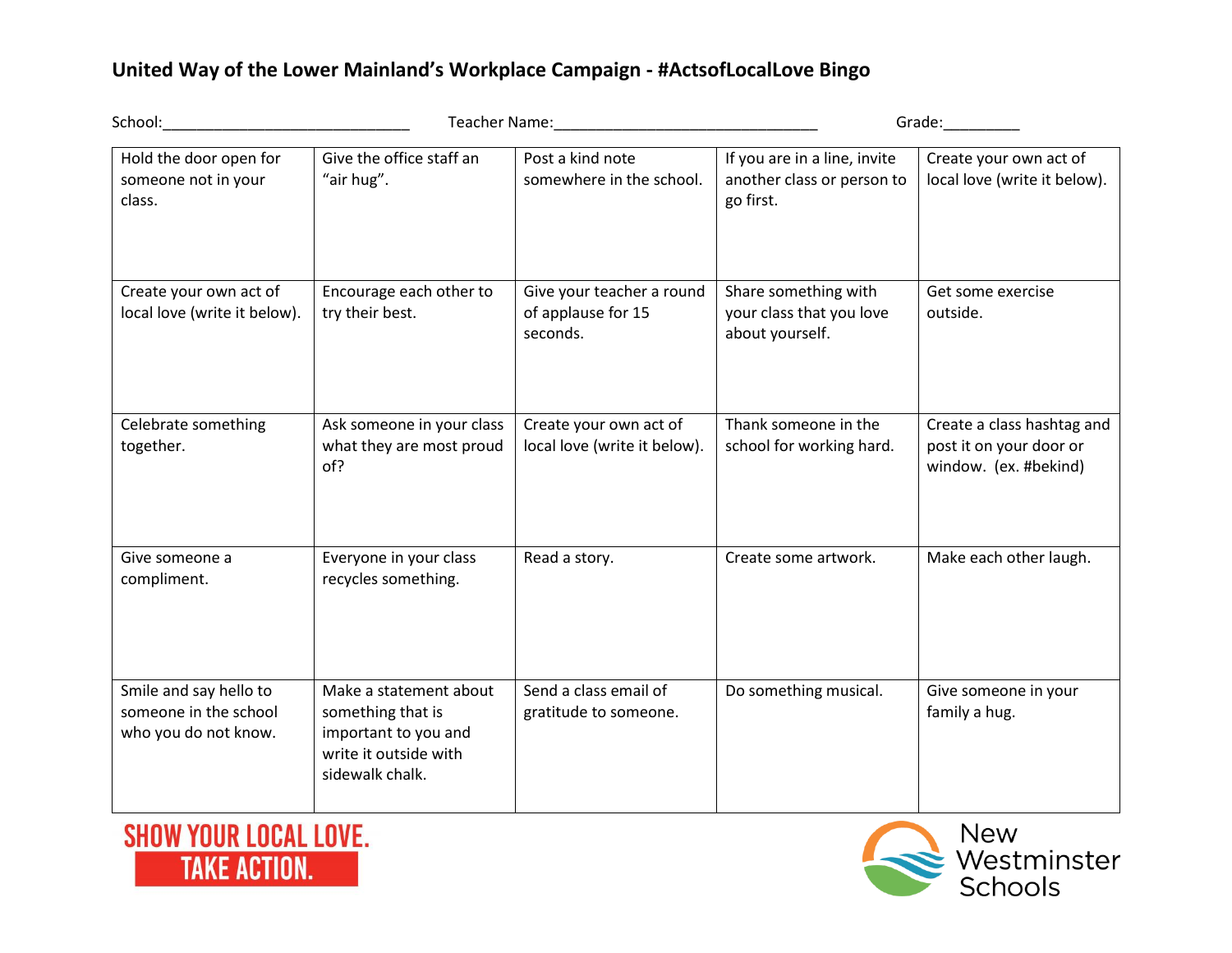# United Way of the Lower Mainland's Workplace Campaign - #ActsofLocalLove Bingo

School:_____________________________ Teacher Name:_______________________________ Grade:_________

| | | | | |
|---|---|---|---|---|
| Hold the door open for someone not in your class. | Give the office staff an "air hug". | Post a kind note somewhere in the school. | If you are in a line, invite another class or person to go first. | Create your own act of local love (write it below). |
| Create your own act of local love (write it below). | Encourage each other to try their best. | Give your teacher a round of applause for 15 seconds. | Share something with your class that you love about yourself. | Get some exercise outside. |
| Celebrate something together. | Ask someone in your class what they are most proud of? | Create your own act of local love (write it below). | Thank someone in the school for working hard. | Create a class hashtag and post it on your door or window. (ex. #bekind) |
| Give someone a compliment. | Everyone in your class recycles something. | Read a story. | Create some artwork. | Make each other laugh. |
| Smile and say hello to someone in the school who you do not know. | Make a statement about something that is important to you and write it outside with sidewalk chalk. | Send a class email of gratitude to someone. | Do something musical. | Give someone in your family a hug. |

SHOW YOUR LOCAL LOVE. TAKE ACTION.

New Westminster Schools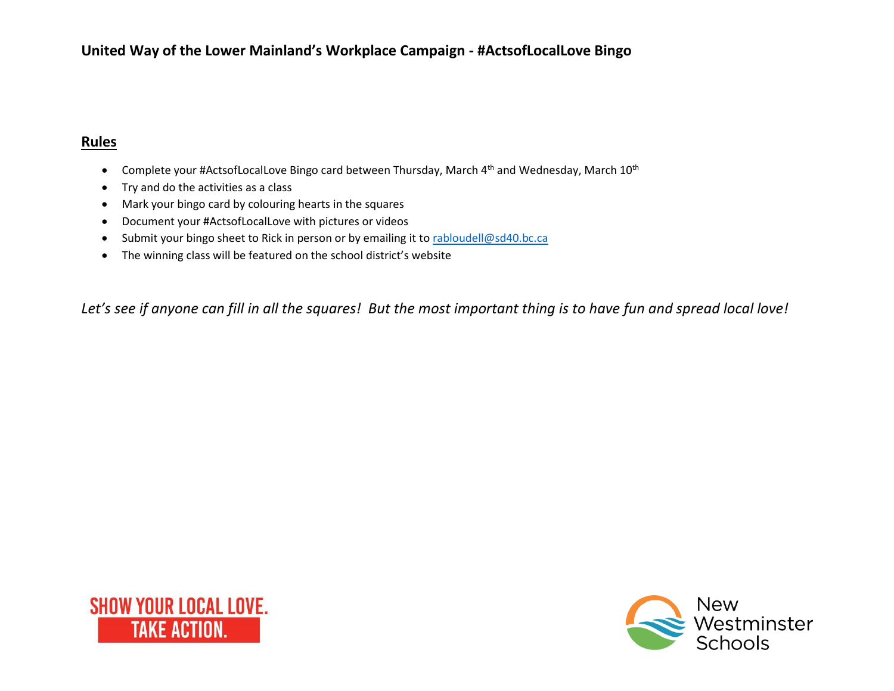**United Way of the Lower Mainland's Workplace Campaign - #ActsofLocalLove Bingo**

**Rules**

- Complete your #ActsofLocalLove Bingo card between Thursday, March 4th and Wednesday, March 10th
- Try and do the activities as a class
- Mark your bingo card by colouring hearts in the squares
- Document your #ActsofLocalLove with pictures or videos
- Submit your bingo sheet to Rick in person or by emailing it to rabloudell@sd40.bc.ca
- The winning class will be featured on the school district's website

*Let's see if anyone can fill in all the squares! But the most important thing is to have fun and spread local love!*

SHOW YOUR LOCAL LOVE.
TAKE ACTION.

New Westminster Schools